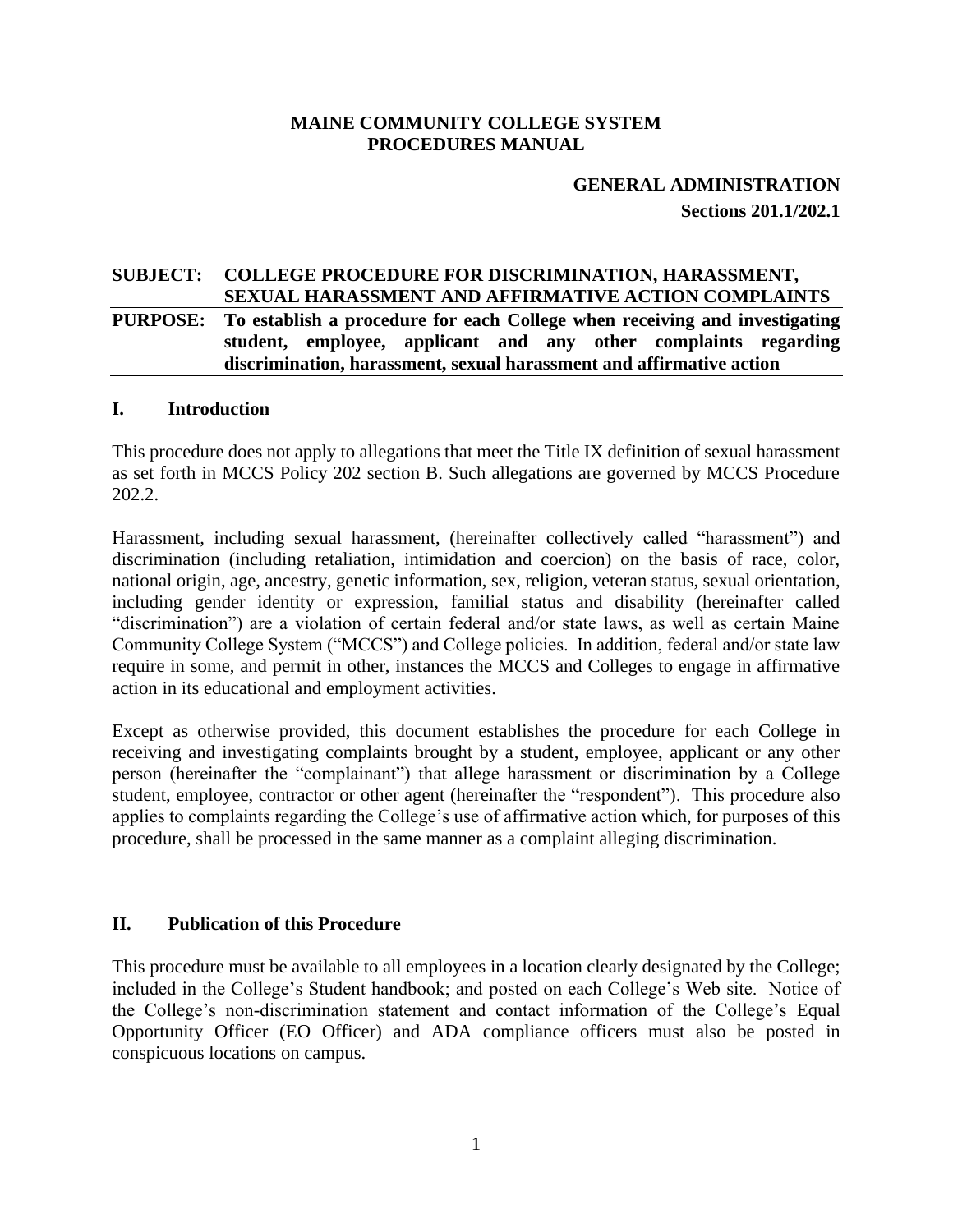**MAINE COMMUNITY COLLEGE SYSTEM**
**PROCEDURES MANUAL**

**GENERAL ADMINISTRATION**

**Sections 201.1/202.1**

**SUBJECT: COLLEGE PROCEDURE FOR DISCRIMINATION, HARASSMENT, SEXUAL HARASSMENT AND AFFIRMATIVE ACTION COMPLAINTS**

**PURPOSE: To establish a procedure for each College when receiving and investigating student, employee, applicant and any other complaints regarding discrimination, harassment, sexual harassment and affirmative action**

## I. Introduction

This procedure does not apply to allegations that meet the Title IX definition of sexual harassment as set forth in MCCS Policy 202 section B. Such allegations are governed by MCCS Procedure 202.2.

Harassment, including sexual harassment, (hereinafter collectively called "harassment") and discrimination (including retaliation, intimidation and coercion) on the basis of race, color, national origin, age, ancestry, genetic information, sex, religion, veteran status, sexual orientation, including gender identity or expression, familial status and disability (hereinafter called "discrimination") are a violation of certain federal and/or state laws, as well as certain Maine Community College System ("MCCS") and College policies. In addition, federal and/or state law require in some, and permit in other, instances the MCCS and Colleges to engage in affirmative action in its educational and employment activities.

Except as otherwise provided, this document establishes the procedure for each College in receiving and investigating complaints brought by a student, employee, applicant or any other person (hereinafter the "complainant") that allege harassment or discrimination by a College student, employee, contractor or other agent (hereinafter the "respondent"). This procedure also applies to complaints regarding the College's use of affirmative action which, for purposes of this procedure, shall be processed in the same manner as a complaint alleging discrimination.

## II. Publication of this Procedure

This procedure must be available to all employees in a location clearly designated by the College; included in the College's Student handbook; and posted on each College's Web site. Notice of the College's non-discrimination statement and contact information of the College's Equal Opportunity Officer (EO Officer) and ADA compliance officers must also be posted in conspicuous locations on campus.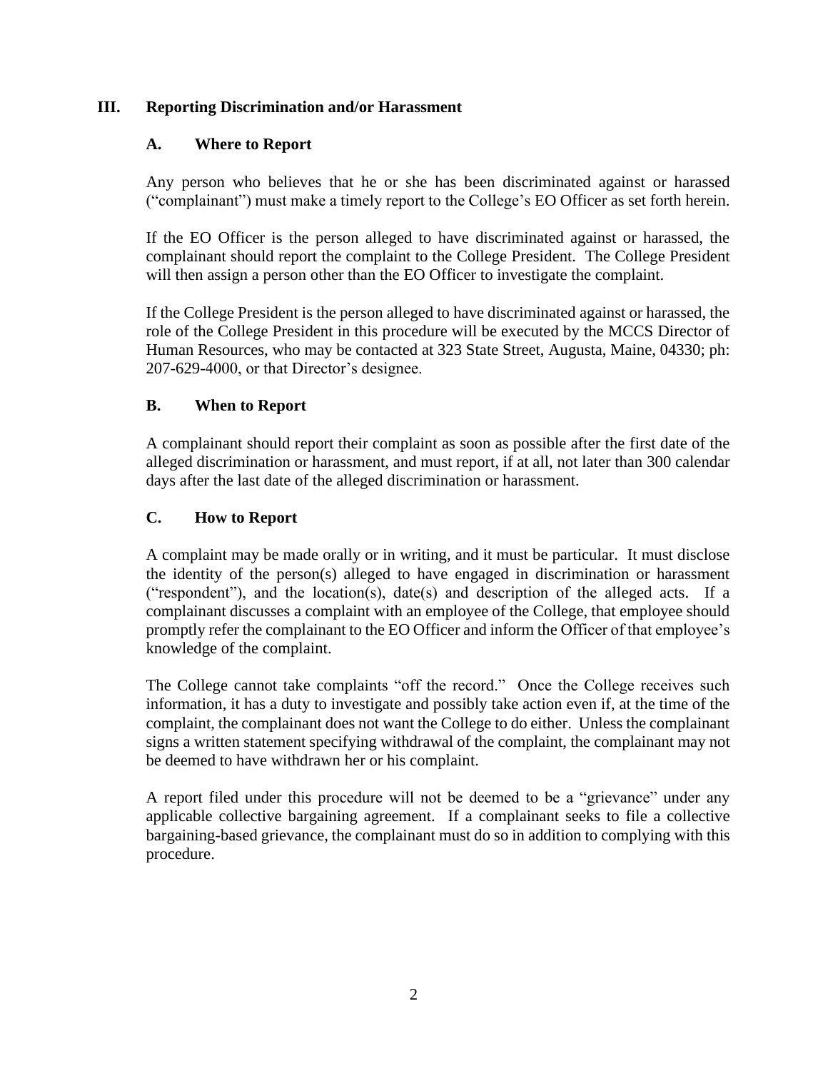## III. Reporting Discrimination and/or Harassment

### A. Where to Report

Any person who believes that he or she has been discriminated against or harassed ("complainant") must make a timely report to the College's EO Officer as set forth herein.

If the EO Officer is the person alleged to have discriminated against or harassed, the complainant should report the complaint to the College President. The College President will then assign a person other than the EO Officer to investigate the complaint.

If the College President is the person alleged to have discriminated against or harassed, the role of the College President in this procedure will be executed by the MCCS Director of Human Resources, who may be contacted at 323 State Street, Augusta, Maine, 04330; ph: 207-629-4000, or that Director's designee.

### B. When to Report

A complainant should report their complaint as soon as possible after the first date of the alleged discrimination or harassment, and must report, if at all, not later than 300 calendar days after the last date of the alleged discrimination or harassment.

### C. How to Report

A complaint may be made orally or in writing, and it must be particular. It must disclose the identity of the person(s) alleged to have engaged in discrimination or harassment ("respondent"), and the location(s), date(s) and description of the alleged acts. If a complainant discusses a complaint with an employee of the College, that employee should promptly refer the complainant to the EO Officer and inform the Officer of that employee's knowledge of the complaint.

The College cannot take complaints "off the record." Once the College receives such information, it has a duty to investigate and possibly take action even if, at the time of the complaint, the complainant does not want the College to do either. Unless the complainant signs a written statement specifying withdrawal of the complaint, the complainant may not be deemed to have withdrawn her or his complaint.

A report filed under this procedure will not be deemed to be a "grievance" under any applicable collective bargaining agreement. If a complainant seeks to file a collective bargaining-based grievance, the complainant must do so in addition to complying with this procedure.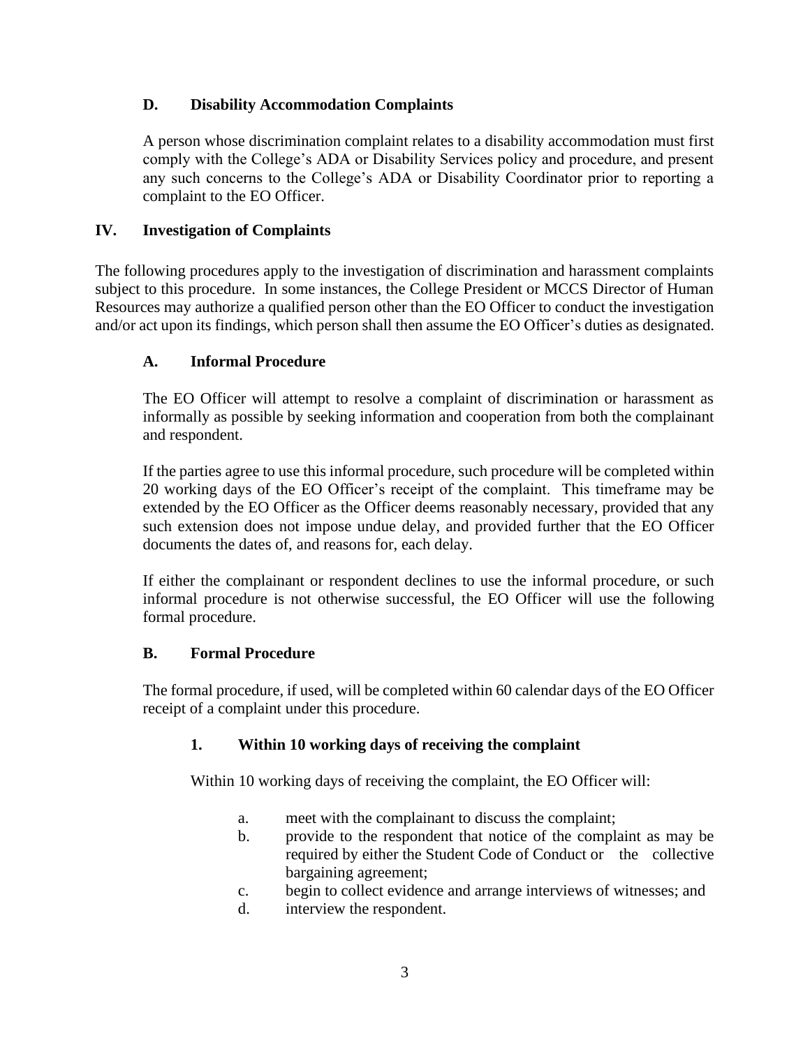### D. Disability Accommodation Complaints

A person whose discrimination complaint relates to a disability accommodation must first comply with the College's ADA or Disability Services policy and procedure, and present any such concerns to the College's ADA or Disability Coordinator prior to reporting a complaint to the EO Officer.

## IV. Investigation of Complaints

The following procedures apply to the investigation of discrimination and harassment complaints subject to this procedure. In some instances, the College President or MCCS Director of Human Resources may authorize a qualified person other than the EO Officer to conduct the investigation and/or act upon its findings, which person shall then assume the EO Officer's duties as designated.

### A. Informal Procedure

The EO Officer will attempt to resolve a complaint of discrimination or harassment as informally as possible by seeking information and cooperation from both the complainant and respondent.

If the parties agree to use this informal procedure, such procedure will be completed within 20 working days of the EO Officer's receipt of the complaint. This timeframe may be extended by the EO Officer as the Officer deems reasonably necessary, provided that any such extension does not impose undue delay, and provided further that the EO Officer documents the dates of, and reasons for, each delay.

If either the complainant or respondent declines to use the informal procedure, or such informal procedure is not otherwise successful, the EO Officer will use the following formal procedure.

### B. Formal Procedure

The formal procedure, if used, will be completed within 60 calendar days of the EO Officer receipt of a complaint under this procedure.

#### 1. Within 10 working days of receiving the complaint

Within 10 working days of receiving the complaint, the EO Officer will:

a. meet with the complainant to discuss the complaint;
b. provide to the respondent that notice of the complaint as may be required by either the Student Code of Conduct or the collective bargaining agreement;
c. begin to collect evidence and arrange interviews of witnesses; and
d. interview the respondent.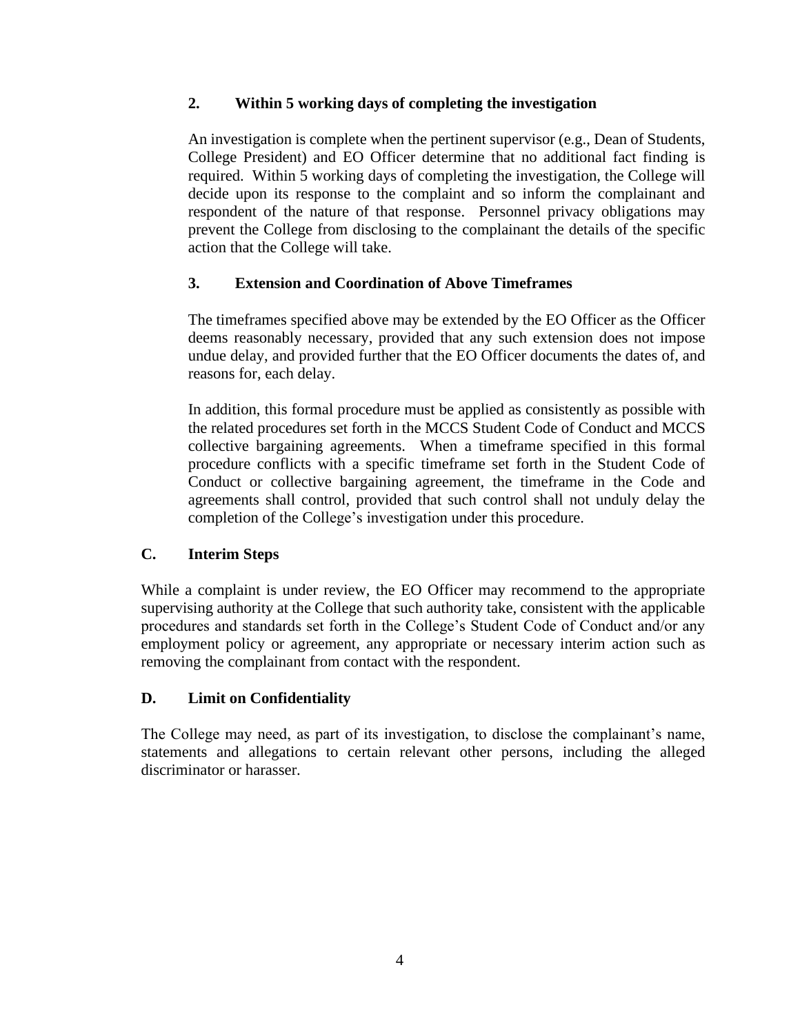### 2. Within 5 working days of completing the investigation

An investigation is complete when the pertinent supervisor (e.g., Dean of Students, College President) and EO Officer determine that no additional fact finding is required. Within 5 working days of completing the investigation, the College will decide upon its response to the complaint and so inform the complainant and respondent of the nature of that response. Personnel privacy obligations may prevent the College from disclosing to the complainant the details of the specific action that the College will take.

### 3. Extension and Coordination of Above Timeframes

The timeframes specified above may be extended by the EO Officer as the Officer deems reasonably necessary, provided that any such extension does not impose undue delay, and provided further that the EO Officer documents the dates of, and reasons for, each delay.

In addition, this formal procedure must be applied as consistently as possible with the related procedures set forth in the MCCS Student Code of Conduct and MCCS collective bargaining agreements. When a timeframe specified in this formal procedure conflicts with a specific timeframe set forth in the Student Code of Conduct or collective bargaining agreement, the timeframe in the Code and agreements shall control, provided that such control shall not unduly delay the completion of the College's investigation under this procedure.

## C. Interim Steps

While a complaint is under review, the EO Officer may recommend to the appropriate supervising authority at the College that such authority take, consistent with the applicable procedures and standards set forth in the College's Student Code of Conduct and/or any employment policy or agreement, any appropriate or necessary interim action such as removing the complainant from contact with the respondent.

## D. Limit on Confidentiality

The College may need, as part of its investigation, to disclose the complainant's name, statements and allegations to certain relevant other persons, including the alleged discriminator or harasser.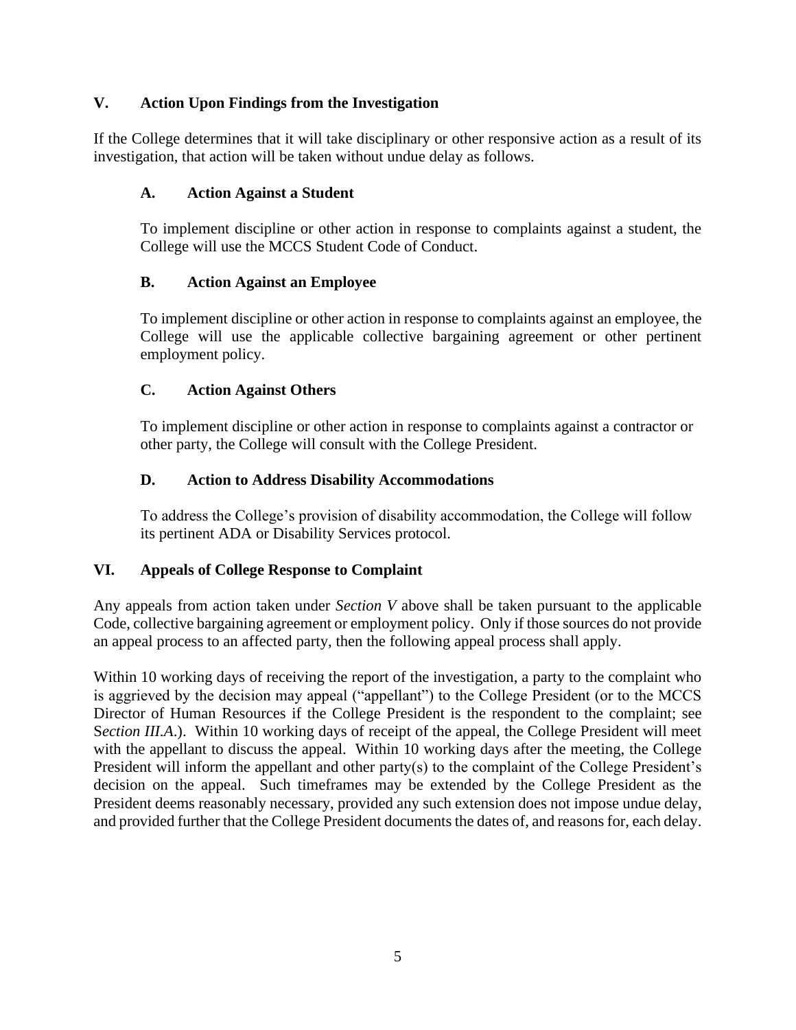## V. Action Upon Findings from the Investigation

If the College determines that it will take disciplinary or other responsive action as a result of its investigation, that action will be taken without undue delay as follows.

### A. Action Against a Student

To implement discipline or other action in response to complaints against a student, the College will use the MCCS Student Code of Conduct.

### B. Action Against an Employee

To implement discipline or other action in response to complaints against an employee, the College will use the applicable collective bargaining agreement or other pertinent employment policy.

### C. Action Against Others

To implement discipline or other action in response to complaints against a contractor or other party, the College will consult with the College President.

### D. Action to Address Disability Accommodations

To address the College's provision of disability accommodation, the College will follow its pertinent ADA or Disability Services protocol.

## VI. Appeals of College Response to Complaint

Any appeals from action taken under *Section V* above shall be taken pursuant to the applicable Code, collective bargaining agreement or employment policy. Only if those sources do not provide an appeal process to an affected party, then the following appeal process shall apply.

Within 10 working days of receiving the report of the investigation, a party to the complaint who is aggrieved by the decision may appeal ("appellant") to the College President (or to the MCCS Director of Human Resources if the College President is the respondent to the complaint; see S*ection III.A*.). Within 10 working days of receipt of the appeal, the College President will meet with the appellant to discuss the appeal. Within 10 working days after the meeting, the College President will inform the appellant and other party(s) to the complaint of the College President's decision on the appeal. Such timeframes may be extended by the College President as the President deems reasonably necessary, provided any such extension does not impose undue delay, and provided further that the College President documents the dates of, and reasons for, each delay.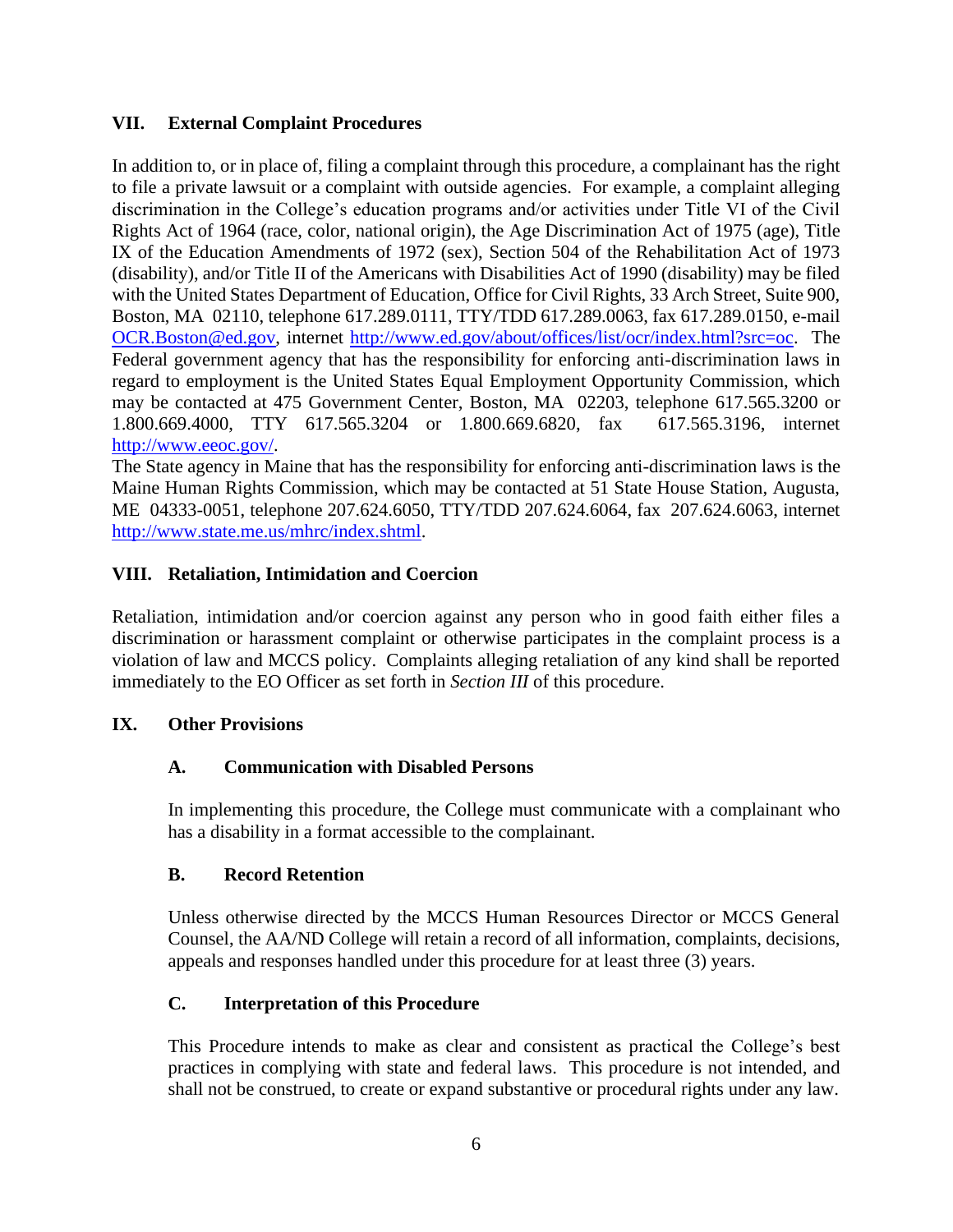## VII. External Complaint Procedures

In addition to, or in place of, filing a complaint through this procedure, a complainant has the right to file a private lawsuit or a complaint with outside agencies. For example, a complaint alleging discrimination in the College's education programs and/or activities under Title VI of the Civil Rights Act of 1964 (race, color, national origin), the Age Discrimination Act of 1975 (age), Title IX of the Education Amendments of 1972 (sex), Section 504 of the Rehabilitation Act of 1973 (disability), and/or Title II of the Americans with Disabilities Act of 1990 (disability) may be filed with the United States Department of Education, Office for Civil Rights, 33 Arch Street, Suite 900, Boston, MA 02110, telephone 617.289.0111, TTY/TDD 617.289.0063, fax 617.289.0150, e-mail [OCR.Boston@ed.gov](mailto:OCR.Boston@ed.gov), internet [http://www.ed.gov/about/offices/list/ocr/index.html?src=oc](http://www.ed.gov/about/offices/list/ocr/index.html?src=oc). The Federal government agency that has the responsibility for enforcing anti-discrimination laws in regard to employment is the United States Equal Employment Opportunity Commission, which may be contacted at 475 Government Center, Boston, MA 02203, telephone 617.565.3200 or 1.800.669.4000, TTY 617.565.3204 or 1.800.669.6820, fax 617.565.3196, internet [http://www.eeoc.gov/](http://www.eeoc.gov/).

The State agency in Maine that has the responsibility for enforcing anti-discrimination laws is the Maine Human Rights Commission, which may be contacted at 51 State House Station, Augusta, ME 04333-0051, telephone 207.624.6050, TTY/TDD 207.624.6064, fax 207.624.6063, internet [http://www.state.me.us/mhrc/index.shtml](http://www.state.me.us/mhrc/index.shtml).

## VIII. Retaliation, Intimidation and Coercion

Retaliation, intimidation and/or coercion against any person who in good faith either files a discrimination or harassment complaint or otherwise participates in the complaint process is a violation of law and MCCS policy. Complaints alleging retaliation of any kind shall be reported immediately to the EO Officer as set forth in *Section III* of this procedure.

## IX. Other Provisions

### A. Communication with Disabled Persons

In implementing this procedure, the College must communicate with a complainant who has a disability in a format accessible to the complainant.

### B. Record Retention

Unless otherwise directed by the MCCS Human Resources Director or MCCS General Counsel, the AA/ND College will retain a record of all information, complaints, decisions, appeals and responses handled under this procedure for at least three (3) years.

### C. Interpretation of this Procedure

This Procedure intends to make as clear and consistent as practical the College's best practices in complying with state and federal laws. This procedure is not intended, and shall not be construed, to create or expand substantive or procedural rights under any law.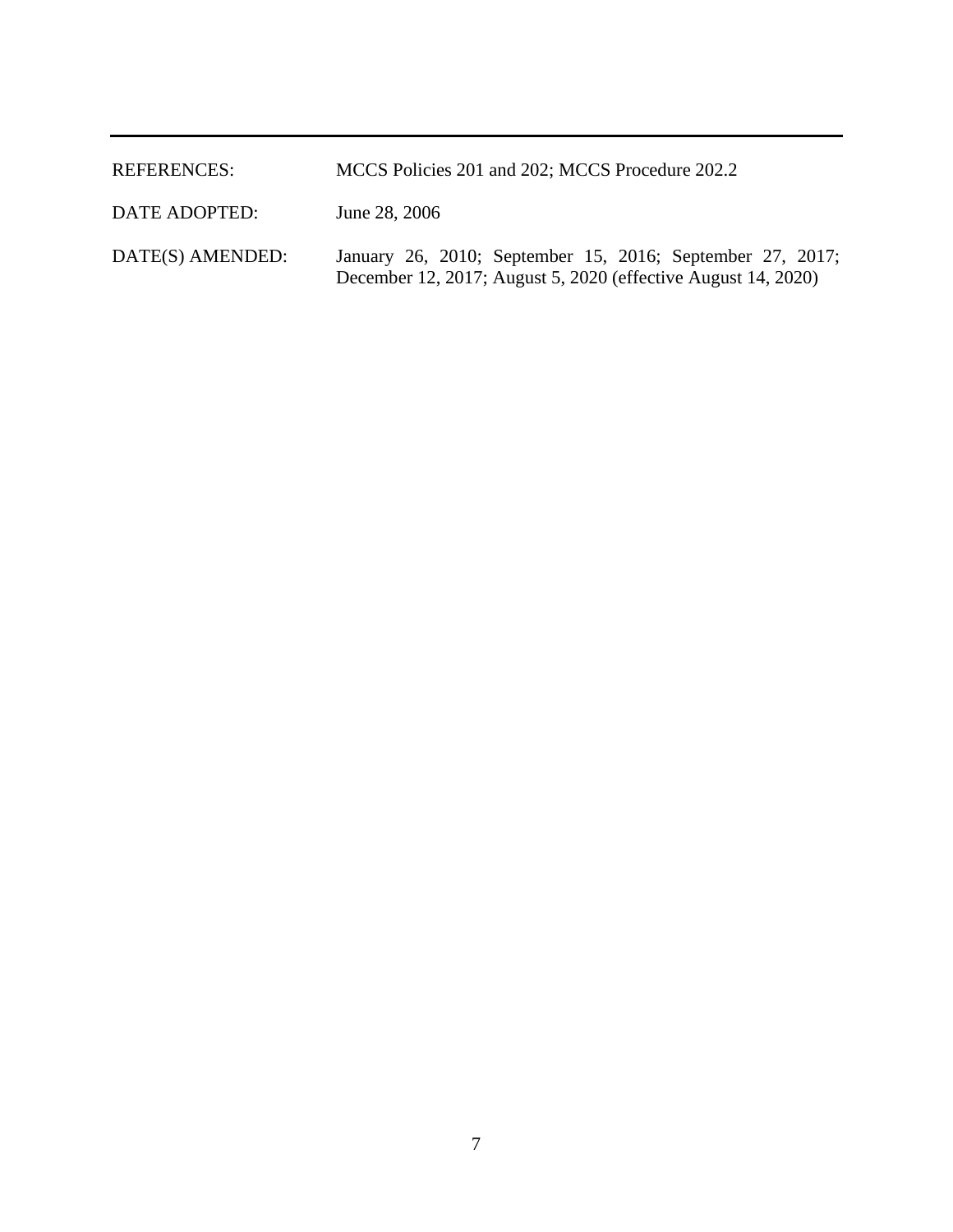---

| | |
|---|---|
| REFERENCES: | MCCS Policies 201 and 202; MCCS Procedure 202.2 |
| DATE ADOPTED: | June 28, 2006 |
| DATE(S) AMENDED: | January 26, 2010; September 15, 2016; September 27, 2017; December 12, 2017; August 5, 2020 (effective August 14, 2020) |